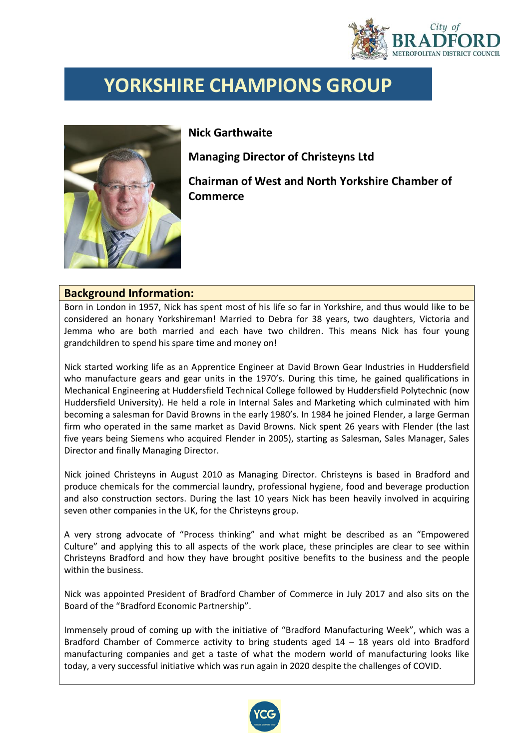City of BRADFORD METROPOLITAN DISTRICT COUNCIL

# YORKSHIRE CHAMPIONS GROUP

**Nick Garthwaite**

**Managing Director of Christeyns Ltd**

**Chairman of West and North Yorkshire Chamber of Commerce**

## Background Information:

Born in London in 1957, Nick has spent most of his life so far in Yorkshire, and thus would like to be considered an honary Yorkshireman! Married to Debra for 38 years, two daughters, Victoria and Jemma who are both married and each have two children. This means Nick has four young grandchildren to spend his spare time and money on!

Nick started working life as an Apprentice Engineer at David Brown Gear Industries in Huddersfield who manufacture gears and gear units in the 1970's. During this time, he gained qualifications in Mechanical Engineering at Huddersfield Technical College followed by Huddersfield Polytechnic (now Huddersfield University). He held a role in Internal Sales and Marketing which culminated with him becoming a salesman for David Browns in the early 1980's. In 1984 he joined Flender, a large German firm who operated in the same market as David Browns. Nick spent 26 years with Flender (the last five years being Siemens who acquired Flender in 2005), starting as Salesman, Sales Manager, Sales Director and finally Managing Director.

Nick joined Christeyns in August 2010 as Managing Director. Christeyns is based in Bradford and produce chemicals for the commercial laundry, professional hygiene, food and beverage production and also construction sectors. During the last 10 years Nick has been heavily involved in acquiring seven other companies in the UK, for the Christeyns group.

A very strong advocate of "Process thinking" and what might be described as an "Empowered Culture" and applying this to all aspects of the work place, these principles are clear to see within Christeyns Bradford and how they have brought positive benefits to the business and the people within the business.

Nick was appointed President of Bradford Chamber of Commerce in July 2017 and also sits on the Board of the "Bradford Economic Partnership".

Immensely proud of coming up with the initiative of "Bradford Manufacturing Week", which was a Bradford Chamber of Commerce activity to bring students aged 14 – 18 years old into Bradford manufacturing companies and get a taste of what the modern world of manufacturing looks like today, a very successful initiative which was run again in 2020 despite the challenges of COVID.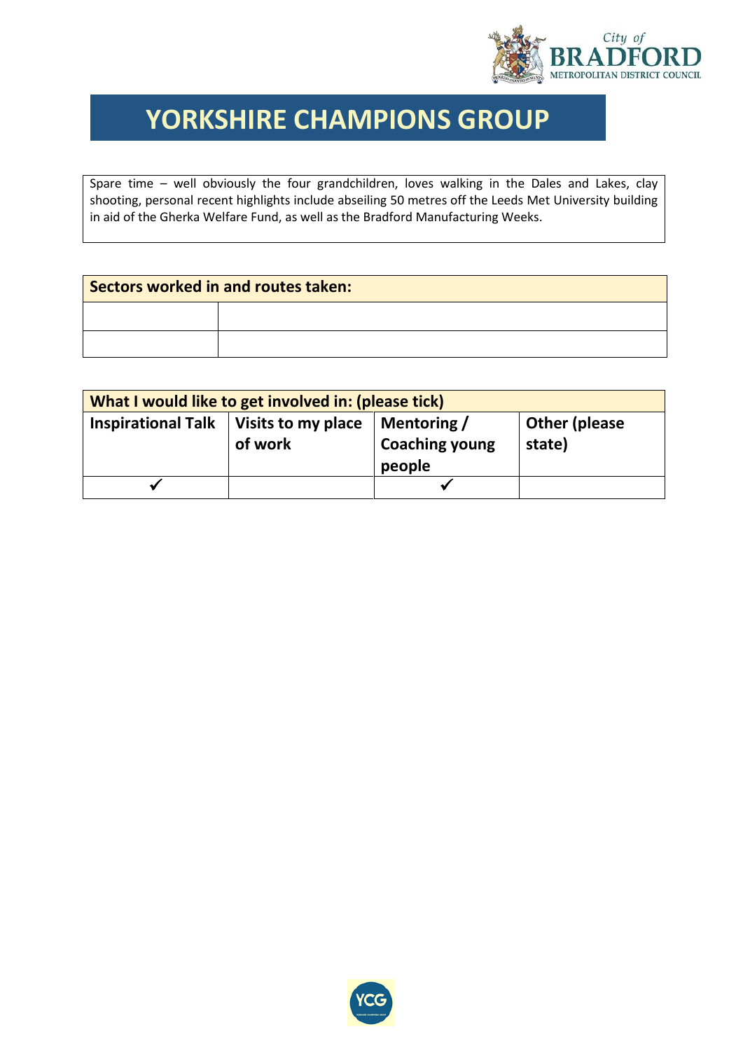# YORKSHIRE CHAMPIONS GROUP

Spare time – well obviously the four grandchildren, loves walking in the Dales and Lakes, clay shooting, personal recent highlights include abseiling 50 metres off the Leeds Met University building in aid of the Gherka Welfare Fund, as well as the Bradford Manufacturing Weeks.

| **Sectors worked in and routes taken:** | |
|---|---|
| | |
| | |

**What I would like to get involved in: (please tick)**

| **Inspirational Talk** | **Visits to my place of work** | **Mentoring / Coaching young people** | **Other (please state)** |
|---|---|---|---|
| ✔ | | ✔ | |